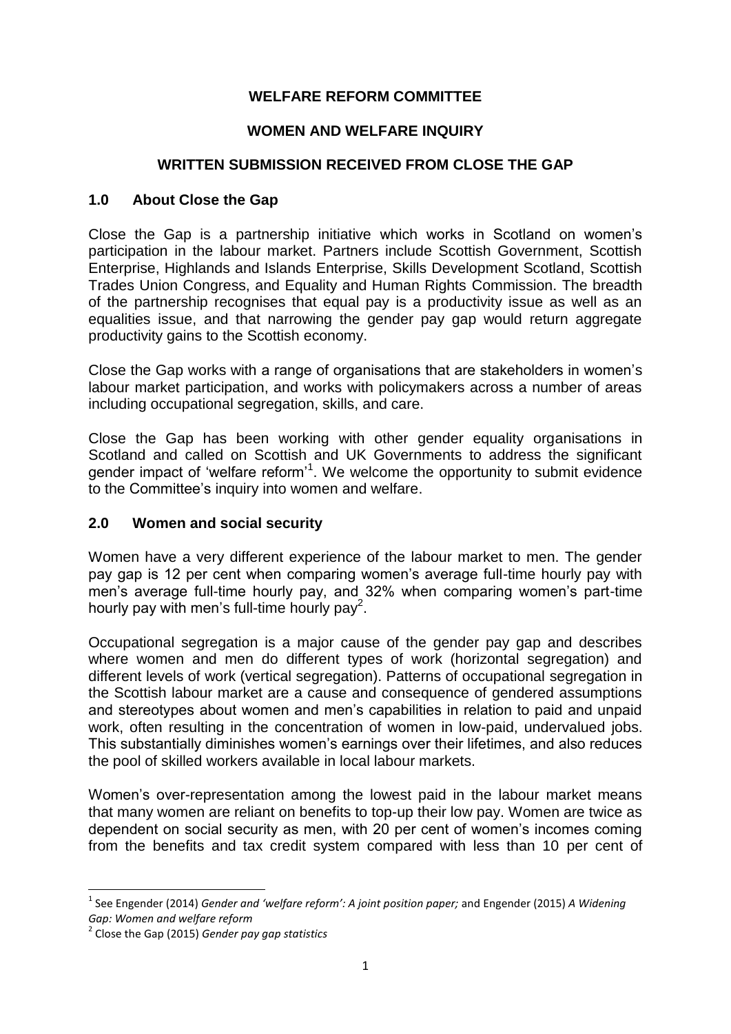**WELFARE REFORM COMMITTEE**

**WOMEN AND WELFARE INQUIRY**

**WRITTEN SUBMISSION RECEIVED FROM CLOSE THE GAP**

## 1.0 About Close the Gap

Close the Gap is a partnership initiative which works in Scotland on women's participation in the labour market. Partners include Scottish Government, Scottish Enterprise, Highlands and Islands Enterprise, Skills Development Scotland, Scottish Trades Union Congress, and Equality and Human Rights Commission. The breadth of the partnership recognises that equal pay is a productivity issue as well as an equalities issue, and that narrowing the gender pay gap would return aggregate productivity gains to the Scottish economy.

Close the Gap works with a range of organisations that are stakeholders in women's labour market participation, and works with policymakers across a number of areas including occupational segregation, skills, and care.

Close the Gap has been working with other gender equality organisations in Scotland and called on Scottish and UK Governments to address the significant gender impact of 'welfare reform'[1]. We welcome the opportunity to submit evidence to the Committee's inquiry into women and welfare.

## 2.0 Women and social security

Women have a very different experience of the labour market to men. The gender pay gap is 12 per cent when comparing women's average full-time hourly pay with men's average full-time hourly pay, and 32% when comparing women's part-time hourly pay with men's full-time hourly pay[2].

Occupational segregation is a major cause of the gender pay gap and describes where women and men do different types of work (horizontal segregation) and different levels of work (vertical segregation). Patterns of occupational segregation in the Scottish labour market are a cause and consequence of gendered assumptions and stereotypes about women and men's capabilities in relation to paid and unpaid work, often resulting in the concentration of women in low-paid, undervalued jobs. This substantially diminishes women's earnings over their lifetimes, and also reduces the pool of skilled workers available in local labour markets.

Women's over-representation among the lowest paid in the labour market means that many women are reliant on benefits to top-up their low pay. Women are twice as dependent on social security as men, with 20 per cent of women's incomes coming from the benefits and tax credit system compared with less than 10 per cent of

---

[1] See Engender (2014) *Gender and 'welfare reform': A joint position paper;* and Engender (2015) *A Widening Gap: Women and welfare reform*

[2] Close the Gap (2015) *Gender pay gap statistics*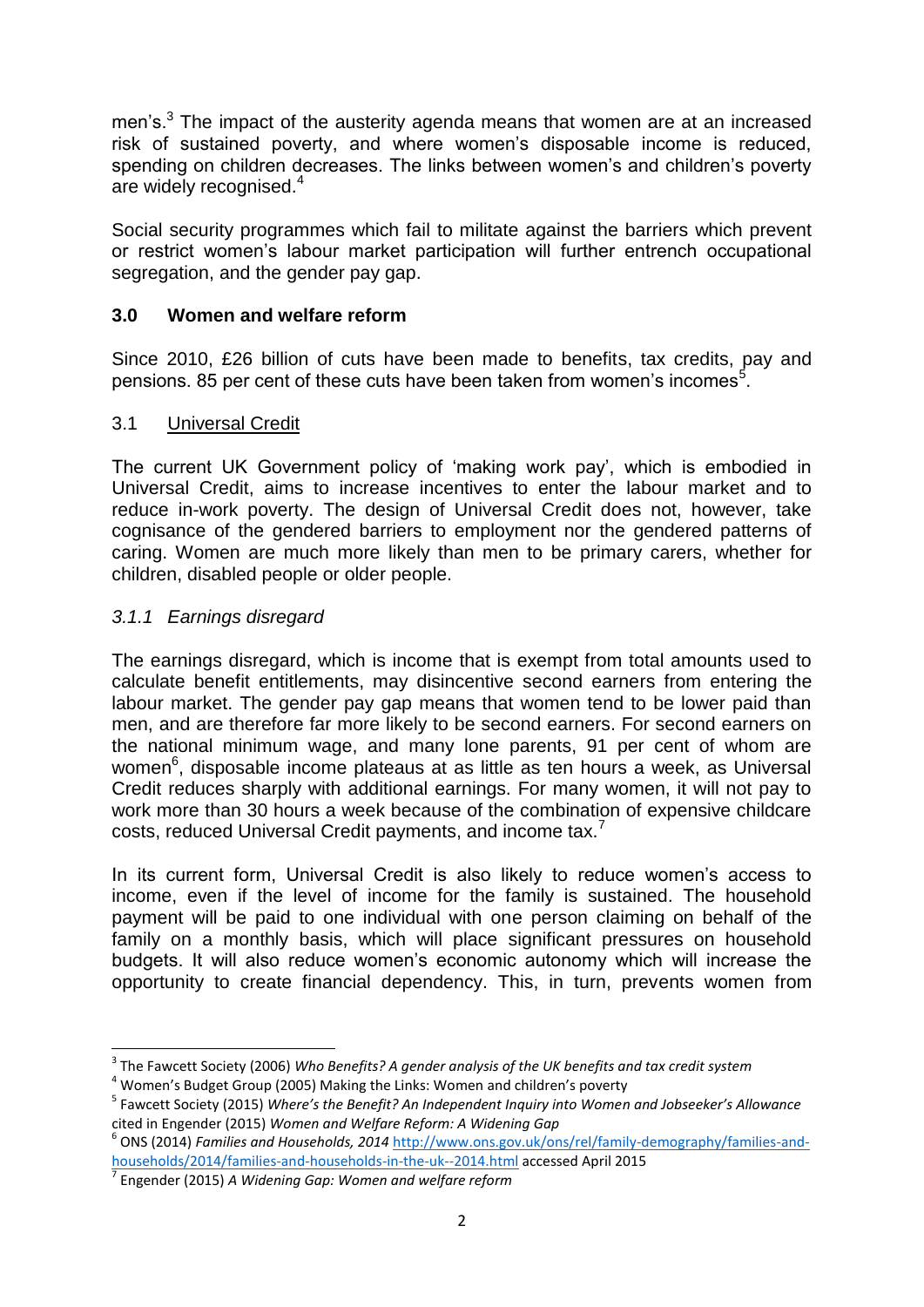men's.[3] The impact of the austerity agenda means that women are at an increased risk of sustained poverty, and where women's disposable income is reduced, spending on children decreases. The links between women's and children's poverty are widely recognised.[4]

Social security programmes which fail to militate against the barriers which prevent or restrict women's labour market participation will further entrench occupational segregation, and the gender pay gap.

## 3.0 Women and welfare reform

Since 2010, £26 billion of cuts have been made to benefits, tax credits, pay and pensions. 85 per cent of these cuts have been taken from women's incomes[5].

### 3.1 Universal Credit

The current UK Government policy of 'making work pay', which is embodied in Universal Credit, aims to increase incentives to enter the labour market and to reduce in-work poverty. The design of Universal Credit does not, however, take cognisance of the gendered barriers to employment nor the gendered patterns of caring. Women are much more likely than men to be primary carers, whether for children, disabled people or older people.

#### *3.1.1 Earnings disregard*

The earnings disregard, which is income that is exempt from total amounts used to calculate benefit entitlements, may disincentive second earners from entering the labour market. The gender pay gap means that women tend to be lower paid than men, and are therefore far more likely to be second earners. For second earners on the national minimum wage, and many lone parents, 91 per cent of whom are women[6], disposable income plateaus at as little as ten hours a week, as Universal Credit reduces sharply with additional earnings. For many women, it will not pay to work more than 30 hours a week because of the combination of expensive childcare costs, reduced Universal Credit payments, and income tax.[7]

In its current form, Universal Credit is also likely to reduce women's access to income, even if the level of income for the family is sustained. The household payment will be paid to one individual with one person claiming on behalf of the family on a monthly basis, which will place significant pressures on household budgets. It will also reduce women's economic autonomy which will increase the opportunity to create financial dependency. This, in turn, prevents women from

---

[3] The Fawcett Society (2006) *Who Benefits? A gender analysis of the UK benefits and tax credit system*

[4] Women's Budget Group (2005) Making the Links: Women and children's poverty

[5] Fawcett Society (2015) *Where's the Benefit? An Independent Inquiry into Women and Jobseeker's Allowance* cited in Engender (2015) *Women and Welfare Reform: A Widening Gap*

[6] ONS (2014) *Families and Households, 2014* http://www.ons.gov.uk/ons/rel/family-demography/families-and-households/2014/families-and-households-in-the-uk--2014.html accessed April 2015

[7] Engender (2015) *A Widening Gap: Women and welfare reform*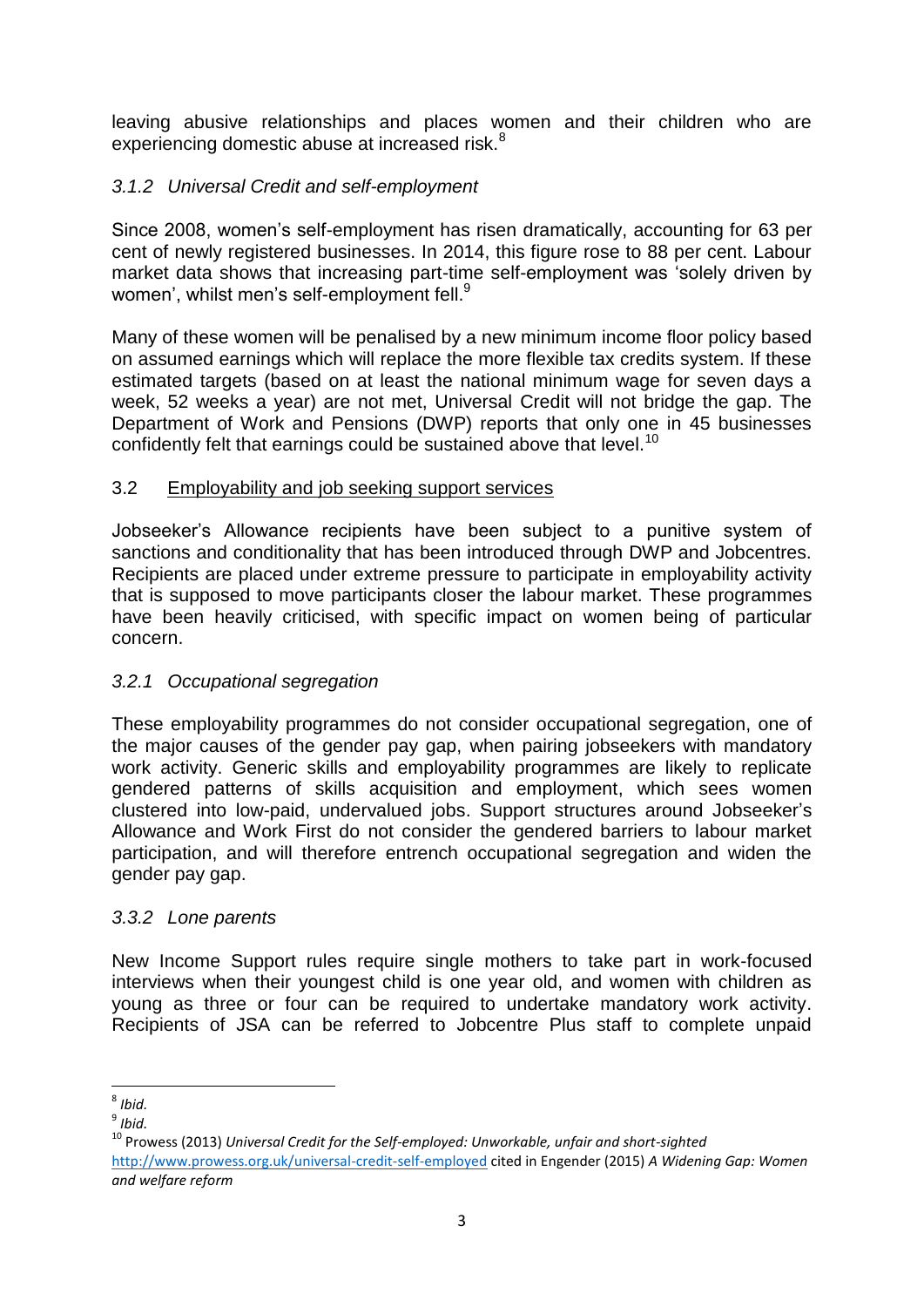leaving abusive relationships and places women and their children who are experiencing domestic abuse at increased risk.[8]

### *3.1.2 Universal Credit and self-employment*

Since 2008, women's self-employment has risen dramatically, accounting for 63 per cent of newly registered businesses. In 2014, this figure rose to 88 per cent. Labour market data shows that increasing part-time self-employment was 'solely driven by women', whilst men's self-employment fell.[9]

Many of these women will be penalised by a new minimum income floor policy based on assumed earnings which will replace the more flexible tax credits system. If these estimated targets (based on at least the national minimum wage for seven days a week, 52 weeks a year) are not met, Universal Credit will not bridge the gap. The Department of Work and Pensions (DWP) reports that only one in 45 businesses confidently felt that earnings could be sustained above that level.[10]

## 3.2 Employability and job seeking support services

Jobseeker's Allowance recipients have been subject to a punitive system of sanctions and conditionality that has been introduced through DWP and Jobcentres. Recipients are placed under extreme pressure to participate in employability activity that is supposed to move participants closer the labour market. These programmes have been heavily criticised, with specific impact on women being of particular concern.

### *3.2.1 Occupational segregation*

These employability programmes do not consider occupational segregation, one of the major causes of the gender pay gap, when pairing jobseekers with mandatory work activity. Generic skills and employability programmes are likely to replicate gendered patterns of skills acquisition and employment, which sees women clustered into low-paid, undervalued jobs. Support structures around Jobseeker's Allowance and Work First do not consider the gendered barriers to labour market participation, and will therefore entrench occupational segregation and widen the gender pay gap.

### *3.3.2 Lone parents*

New Income Support rules require single mothers to take part in work-focused interviews when their youngest child is one year old, and women with children as young as three or four can be required to undertake mandatory work activity. Recipients of JSA can be referred to Jobcentre Plus staff to complete unpaid

---

[8] *Ibid.*

[9] *Ibid.*

[10] Prowess (2013) *Universal Credit for the Self-employed: Unworkable, unfair and short-sighted* http://www.prowess.org.uk/universal-credit-self-employed cited in Engender (2015) *A Widening Gap: Women and welfare reform*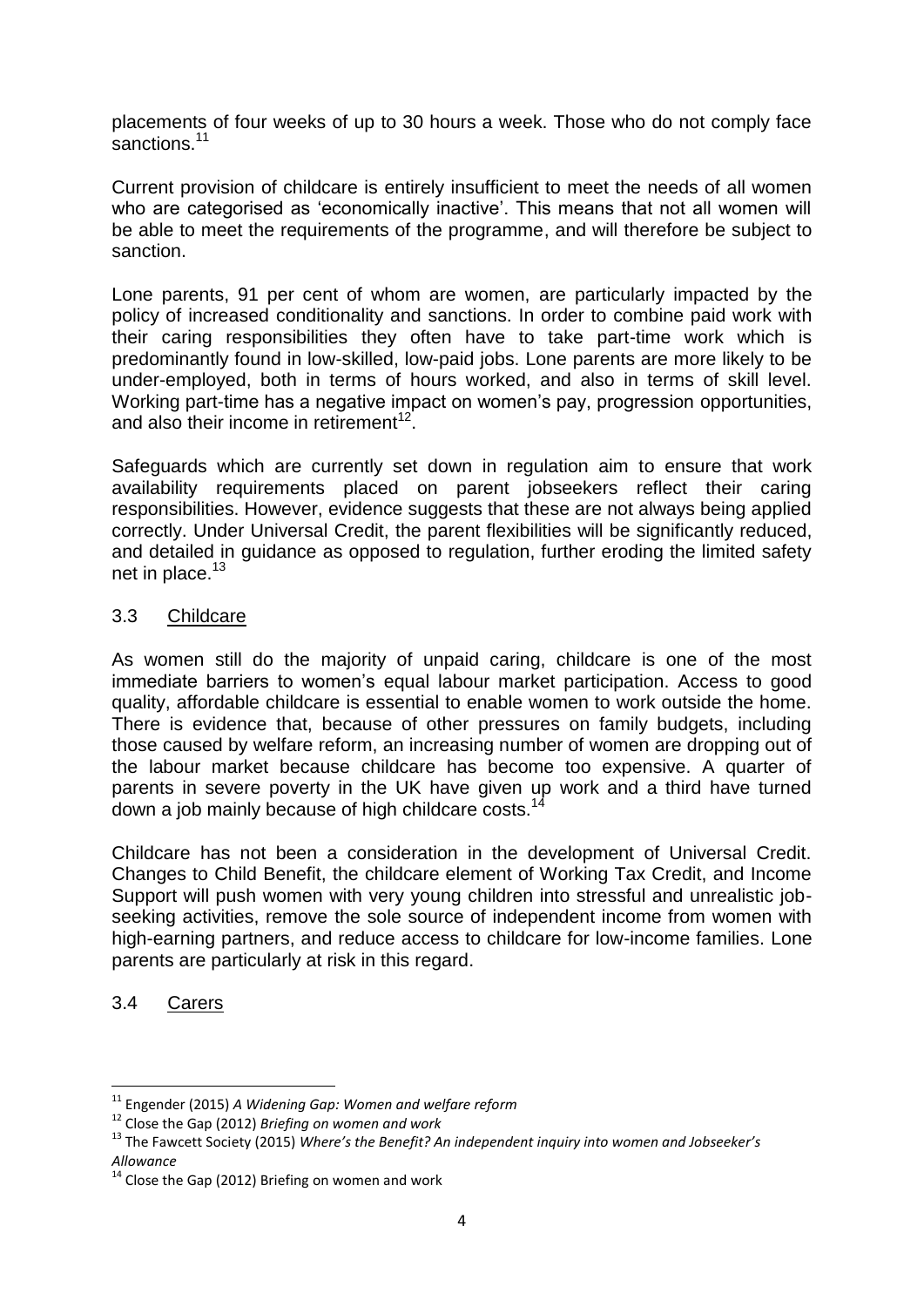placements of four weeks of up to 30 hours a week. Those who do not comply face sanctions.[11]

Current provision of childcare is entirely insufficient to meet the needs of all women who are categorised as 'economically inactive'. This means that not all women will be able to meet the requirements of the programme, and will therefore be subject to sanction.

Lone parents, 91 per cent of whom are women, are particularly impacted by the policy of increased conditionality and sanctions. In order to combine paid work with their caring responsibilities they often have to take part-time work which is predominantly found in low-skilled, low-paid jobs. Lone parents are more likely to be under-employed, both in terms of hours worked, and also in terms of skill level. Working part-time has a negative impact on women's pay, progression opportunities, and also their income in retirement[12].

Safeguards which are currently set down in regulation aim to ensure that work availability requirements placed on parent jobseekers reflect their caring responsibilities. However, evidence suggests that these are not always being applied correctly. Under Universal Credit, the parent flexibilities will be significantly reduced, and detailed in guidance as opposed to regulation, further eroding the limited safety net in place.[13]

### 3.3 Childcare

As women still do the majority of unpaid caring, childcare is one of the most immediate barriers to women's equal labour market participation. Access to good quality, affordable childcare is essential to enable women to work outside the home. There is evidence that, because of other pressures on family budgets, including those caused by welfare reform, an increasing number of women are dropping out of the labour market because childcare has become too expensive. A quarter of parents in severe poverty in the UK have given up work and a third have turned down a job mainly because of high childcare costs.[14]

Childcare has not been a consideration in the development of Universal Credit. Changes to Child Benefit, the childcare element of Working Tax Credit, and Income Support will push women with very young children into stressful and unrealistic job-seeking activities, remove the sole source of independent income from women with high-earning partners, and reduce access to childcare for low-income families. Lone parents are particularly at risk in this regard.

### 3.4 Carers

---

[11] Engender (2015) *A Widening Gap: Women and welfare reform*

[12] Close the Gap (2012) *Briefing on women and work*

[13] The Fawcett Society (2015) *Where's the Benefit? An independent inquiry into women and Jobseeker's Allowance*

[14] Close the Gap (2012) Briefing on women and work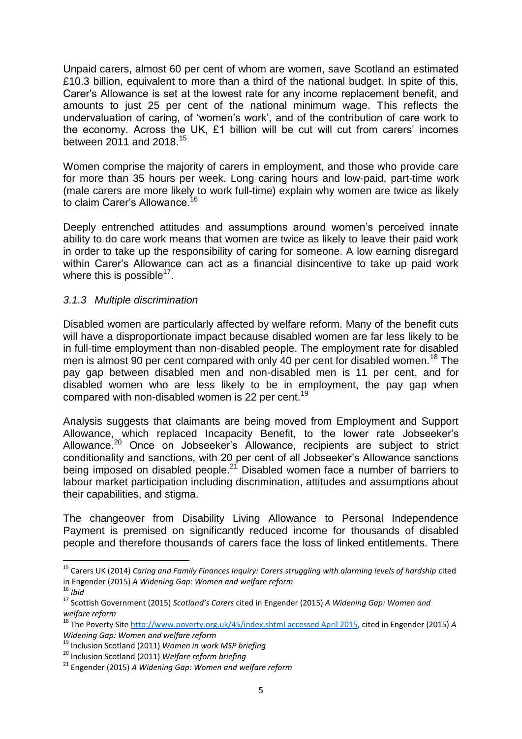Unpaid carers, almost 60 per cent of whom are women, save Scotland an estimated £10.3 billion, equivalent to more than a third of the national budget. In spite of this, Carer's Allowance is set at the lowest rate for any income replacement benefit, and amounts to just 25 per cent of the national minimum wage. This reflects the undervaluation of caring, of 'women's work', and of the contribution of care work to the economy. Across the UK, £1 billion will be cut will cut from carers' incomes between 2011 and 2018.[15]

Women comprise the majority of carers in employment, and those who provide care for more than 35 hours per week. Long caring hours and low-paid, part-time work (male carers are more likely to work full-time) explain why women are twice as likely to claim Carer's Allowance.[16]

Deeply entrenched attitudes and assumptions around women's perceived innate ability to do care work means that women are twice as likely to leave their paid work in order to take up the responsibility of caring for someone. A low earning disregard within Carer's Allowance can act as a financial disincentive to take up paid work where this is possible[17].

### *3.1.3 Multiple discrimination*

Disabled women are particularly affected by welfare reform. Many of the benefit cuts will have a disproportionate impact because disabled women are far less likely to be in full-time employment than non-disabled people. The employment rate for disabled men is almost 90 per cent compared with only 40 per cent for disabled women.[18] The pay gap between disabled men and non-disabled men is 11 per cent, and for disabled women who are less likely to be in employment, the pay gap when compared with non-disabled women is 22 per cent.[19]

Analysis suggests that claimants are being moved from Employment and Support Allowance, which replaced Incapacity Benefit, to the lower rate Jobseeker's Allowance.[20] Once on Jobseeker's Allowance, recipients are subject to strict conditionality and sanctions, with 20 per cent of all Jobseeker's Allowance sanctions being imposed on disabled people.[21] Disabled women face a number of barriers to labour market participation including discrimination, attitudes and assumptions about their capabilities, and stigma.

The changeover from Disability Living Allowance to Personal Independence Payment is premised on significantly reduced income for thousands of disabled people and therefore thousands of carers face the loss of linked entitlements. There

---

[15] Carers UK (2014) *Caring and Family Finances Inquiry: Carers struggling with alarming levels of hardship* cited in Engender (2015) *A Widening Gap: Women and welfare reform*

[16] *Ibid*

[17] Scottish Government (2015) *Scotland's Carers* cited in Engender (2015) *A Widening Gap: Women and welfare reform*

[18] The Poverty Site http://www.poverty.org.uk/45/index.shtml accessed April 2015, cited in Engender (2015) *A Widening Gap: Women and welfare reform*

[19] Inclusion Scotland (2011) *Women in work MSP briefing*

[20] Inclusion Scotland (2011) *Welfare reform briefing*

[21] Engender (2015) *A Widening Gap: Women and welfare reform*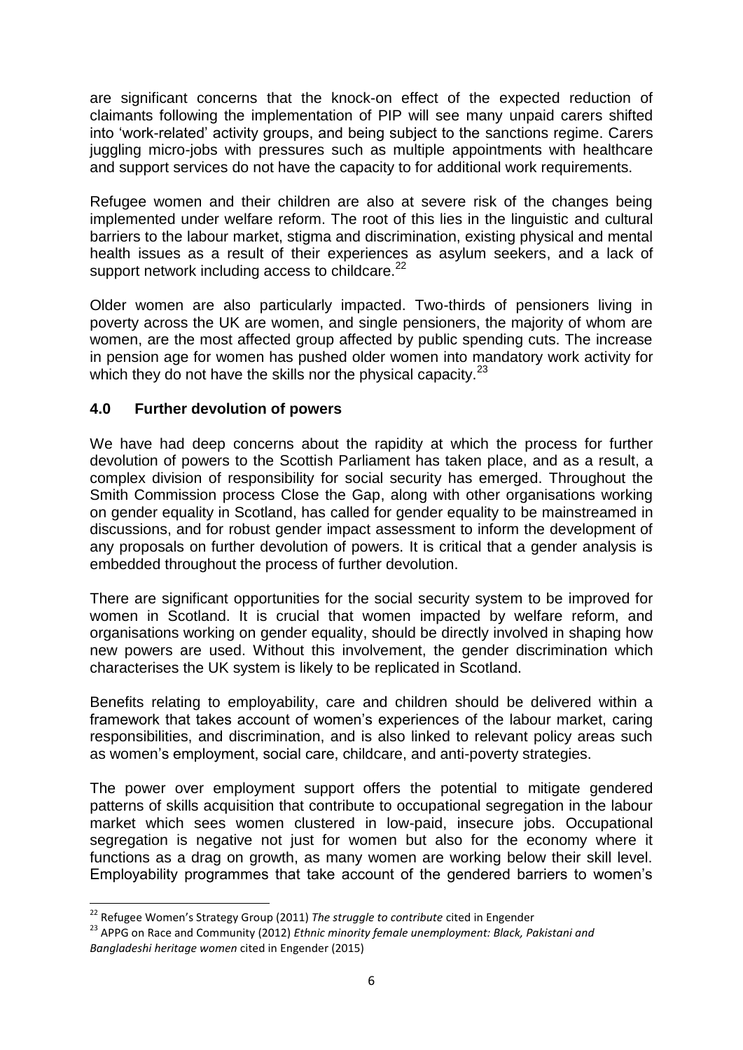are significant concerns that the knock-on effect of the expected reduction of claimants following the implementation of PIP will see many unpaid carers shifted into 'work-related' activity groups, and being subject to the sanctions regime. Carers juggling micro-jobs with pressures such as multiple appointments with healthcare and support services do not have the capacity to for additional work requirements.

Refugee women and their children are also at severe risk of the changes being implemented under welfare reform. The root of this lies in the linguistic and cultural barriers to the labour market, stigma and discrimination, existing physical and mental health issues as a result of their experiences as asylum seekers, and a lack of support network including access to childcare.[22]

Older women are also particularly impacted. Two-thirds of pensioners living in poverty across the UK are women, and single pensioners, the majority of whom are women, are the most affected group affected by public spending cuts. The increase in pension age for women has pushed older women into mandatory work activity for which they do not have the skills nor the physical capacity.[23]

## 4.0 Further devolution of powers

We have had deep concerns about the rapidity at which the process for further devolution of powers to the Scottish Parliament has taken place, and as a result, a complex division of responsibility for social security has emerged. Throughout the Smith Commission process Close the Gap, along with other organisations working on gender equality in Scotland, has called for gender equality to be mainstreamed in discussions, and for robust gender impact assessment to inform the development of any proposals on further devolution of powers. It is critical that a gender analysis is embedded throughout the process of further devolution.

There are significant opportunities for the social security system to be improved for women in Scotland. It is crucial that women impacted by welfare reform, and organisations working on gender equality, should be directly involved in shaping how new powers are used. Without this involvement, the gender discrimination which characterises the UK system is likely to be replicated in Scotland.

Benefits relating to employability, care and children should be delivered within a framework that takes account of women's experiences of the labour market, caring responsibilities, and discrimination, and is also linked to relevant policy areas such as women's employment, social care, childcare, and anti-poverty strategies.

The power over employment support offers the potential to mitigate gendered patterns of skills acquisition that contribute to occupational segregation in the labour market which sees women clustered in low-paid, insecure jobs. Occupational segregation is negative not just for women but also for the economy where it functions as a drag on growth, as many women are working below their skill level. Employability programmes that take account of the gendered barriers to women's

---

[22] Refugee Women's Strategy Group (2011) *The struggle to contribute* cited in Engender

[23] APPG on Race and Community (2012) *Ethnic minority female unemployment: Black, Pakistani and Bangladeshi heritage women* cited in Engender (2015)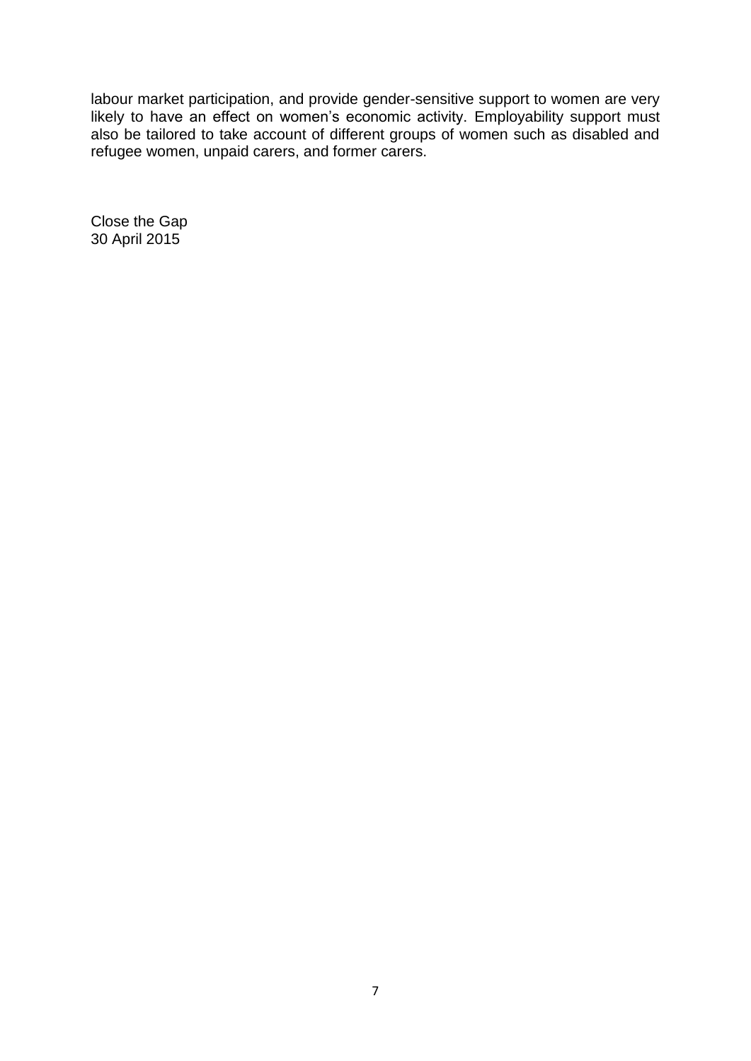labour market participation, and provide gender-sensitive support to women are very likely to have an effect on women's economic activity. Employability support must also be tailored to take account of different groups of women such as disabled and refugee women, unpaid carers, and former carers.

Close the Gap
30 April 2015